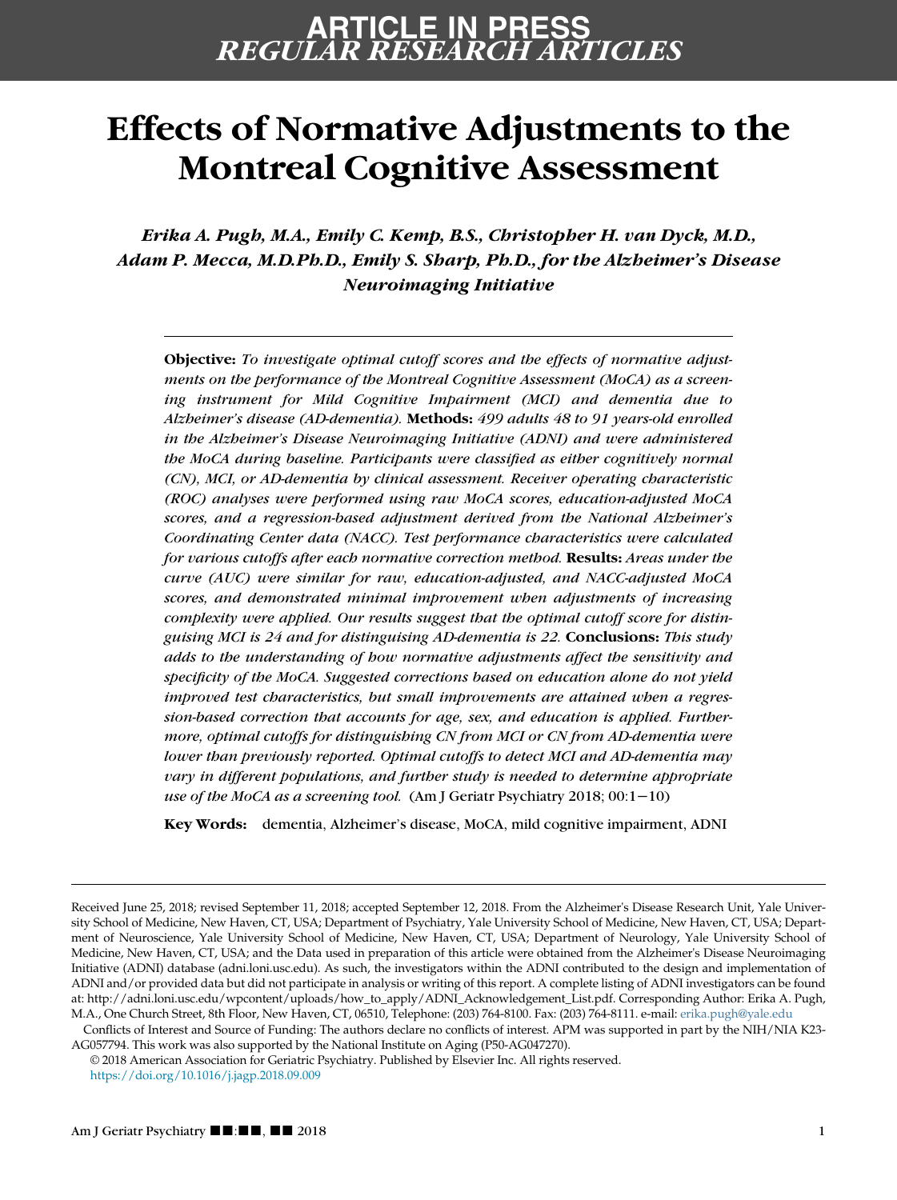ARTICLE IN PRESS
*REGULAR RESEARCH ARTICLES*

# Effects of Normative Adjustments to the Montreal Cognitive Assessment

*Erika A. Pugh, M.A., Emily C. Kemp, B.S., Christopher H. van Dyck, M.D., Adam P. Mecca, M.D.Ph.D., Emily S. Sharp, Ph.D., for the Alzheimer's Disease Neuroimaging Initiative*

**Objective:** *To investigate optimal cutoff scores and the effects of normative adjustments on the performance of the Montreal Cognitive Assessment (MoCA) as a screening instrument for Mild Cognitive Impairment (MCI) and dementia due to Alzheimer's disease (AD-dementia).* **Methods:** *499 adults 48 to 91 years-old enrolled in the Alzheimer's Disease Neuroimaging Initiative (ADNI) and were administered the MoCA during baseline. Participants were classified as either cognitively normal (CN), MCI, or AD-dementia by clinical assessment. Receiver operating characteristic (ROC) analyses were performed using raw MoCA scores, education-adjusted MoCA scores, and a regression-based adjustment derived from the National Alzheimer's Coordinating Center data (NACC). Test performance characteristics were calculated for various cutoffs after each normative correction method.* **Results:** *Areas under the curve (AUC) were similar for raw, education-adjusted, and NACC-adjusted MoCA scores, and demonstrated minimal improvement when adjustments of increasing complexity were applied. Our results suggest that the optimal cutoff score for distinguishing MCI is 24 and for distinguishing AD-dementia is 22.* **Conclusions:** *This study adds to the understanding of how normative adjustments affect the sensitivity and specificity of the MoCA. Suggested corrections based on education alone do not yield improved test characteristics, but small improvements are attained when a regression-based correction that accounts for age, sex, and education is applied. Furthermore, optimal cutoffs for distinguishing CN from MCI or CN from AD-dementia were lower than previously reported. Optimal cutoffs to detect MCI and AD-dementia may vary in different populations, and further study is needed to determine appropriate use of the MoCA as a screening tool.* (Am J Geriatr Psychiatry 2018; 00:1−10)

**Key Words:** dementia, Alzheimer's disease, MoCA, mild cognitive impairment, ADNI

---

Received June 25, 2018; revised September 11, 2018; accepted September 12, 2018. From the Alzheimer's Disease Research Unit, Yale University School of Medicine, New Haven, CT, USA; Department of Psychiatry, Yale University School of Medicine, New Haven, CT, USA; Department of Neuroscience, Yale University School of Medicine, New Haven, CT, USA; Department of Neurology, Yale University School of Medicine, New Haven, CT, USA; and the Data used in preparation of this article were obtained from the Alzheimer's Disease Neuroimaging Initiative (ADNI) database (adni.loni.usc.edu). As such, the investigators within the ADNI contributed to the design and implementation of ADNI and/or provided data but did not participate in analysis or writing of this report. A complete listing of ADNI investigators can be found at: http://adni.loni.usc.edu/wpcontent/uploads/how_to_apply/ADNI_Acknowledgement_List.pdf. Corresponding Author: Erika A. Pugh, M.A., One Church Street, 8th Floor, New Haven, CT, 06510, Telephone: (203) 764-8100. Fax: (203) 764-8111. e-mail: erika.pugh@yale.edu

Conflicts of Interest and Source of Funding: The authors declare no conflicts of interest. APM was supported in part by the NIH/NIA K23-AG057794. This work was also supported by the National Institute on Aging (P50-AG047270).

© 2018 American Association for Geriatric Psychiatry. Published by Elsevier Inc. All rights reserved.
https://doi.org/10.1016/j.jagp.2018.09.009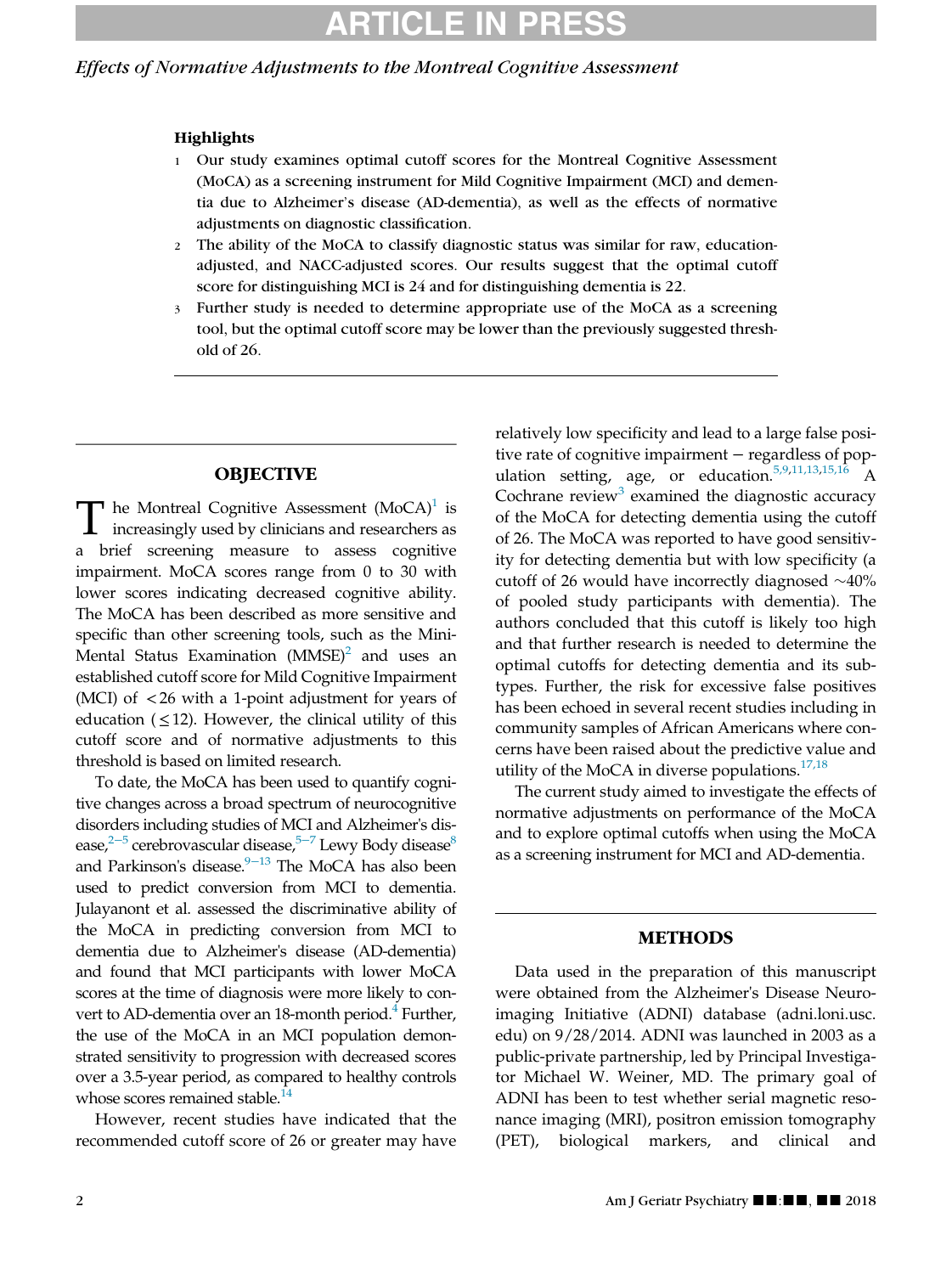**Highlights**

1. Our study examines optimal cutoff scores for the Montreal Cognitive Assessment (MoCA) as a screening instrument for Mild Cognitive Impairment (MCI) and dementia due to Alzheimer's disease (AD-dementia), as well as the effects of normative adjustments on diagnostic classification.
2. The ability of the MoCA to classify diagnostic status was similar for raw, education-adjusted, and NACC-adjusted scores. Our results suggest that the optimal cutoff score for distinguishing MCI is 24 and for distinguishing dementia is 22.
3. Further study is needed to determine appropriate use of the MoCA as a screening tool, but the optimal cutoff score may be lower than the previously suggested threshold of 26.

## OBJECTIVE

The Montreal Cognitive Assessment (MoCA)[1] is increasingly used by clinicians and researchers as a brief screening measure to assess cognitive impairment. MoCA scores range from 0 to 30 with lower scores indicating decreased cognitive ability. The MoCA has been described as more sensitive and specific than other screening tools, such as the Mini-Mental Status Examination (MMSE)[2] and uses an established cutoff score for Mild Cognitive Impairment (MCI) of <26 with a 1-point adjustment for years of education (≤12). However, the clinical utility of this cutoff score and of normative adjustments to this threshold is based on limited research.

To date, the MoCA has been used to quantify cognitive changes across a broad spectrum of neurocognitive disorders including studies of MCI and Alzheimer's disease,[2–5] cerebrovascular disease,[5–7] Lewy Body disease[8] and Parkinson's disease.[9–13] The MoCA has also been used to predict conversion from MCI to dementia. Julayanont et al. assessed the discriminative ability of the MoCA in predicting conversion from MCI to dementia due to Alzheimer's disease (AD-dementia) and found that MCI participants with lower MoCA scores at the time of diagnosis were more likely to convert to AD-dementia over an 18-month period.[4] Further, the use of the MoCA in an MCI population demonstrated sensitivity to progression with decreased scores over a 3.5-year period, as compared to healthy controls whose scores remained stable.[14]

However, recent studies have indicated that the recommended cutoff score of 26 or greater may have relatively low specificity and lead to a large false positive rate of cognitive impairment − regardless of population setting, age, or education.[5,9,11,13,15,16] A Cochrane review[3] examined the diagnostic accuracy of the MoCA for detecting dementia using the cutoff of 26. The MoCA was reported to have good sensitivity for detecting dementia but with low specificity (a cutoff of 26 would have incorrectly diagnosed ~40% of pooled study participants with dementia). The authors concluded that this cutoff is likely too high and that further research is needed to determine the optimal cutoffs for detecting dementia and its subtypes. Further, the risk for excessive false positives has been echoed in several recent studies including in community samples of African Americans where concerns have been raised about the predictive value and utility of the MoCA in diverse populations.[17,18]

The current study aimed to investigate the effects of normative adjustments on performance of the MoCA and to explore optimal cutoffs when using the MoCA as a screening instrument for MCI and AD-dementia.

## METHODS

Data used in the preparation of this manuscript were obtained from the Alzheimer's Disease Neuroimaging Initiative (ADNI) database (adni.loni.usc.edu) on 9/28/2014. ADNI was launched in 2003 as a public-private partnership, led by Principal Investigator Michael W. Weiner, MD. The primary goal of ADNI has been to test whether serial magnetic resonance imaging (MRI), positron emission tomography (PET), biological markers, and clinical and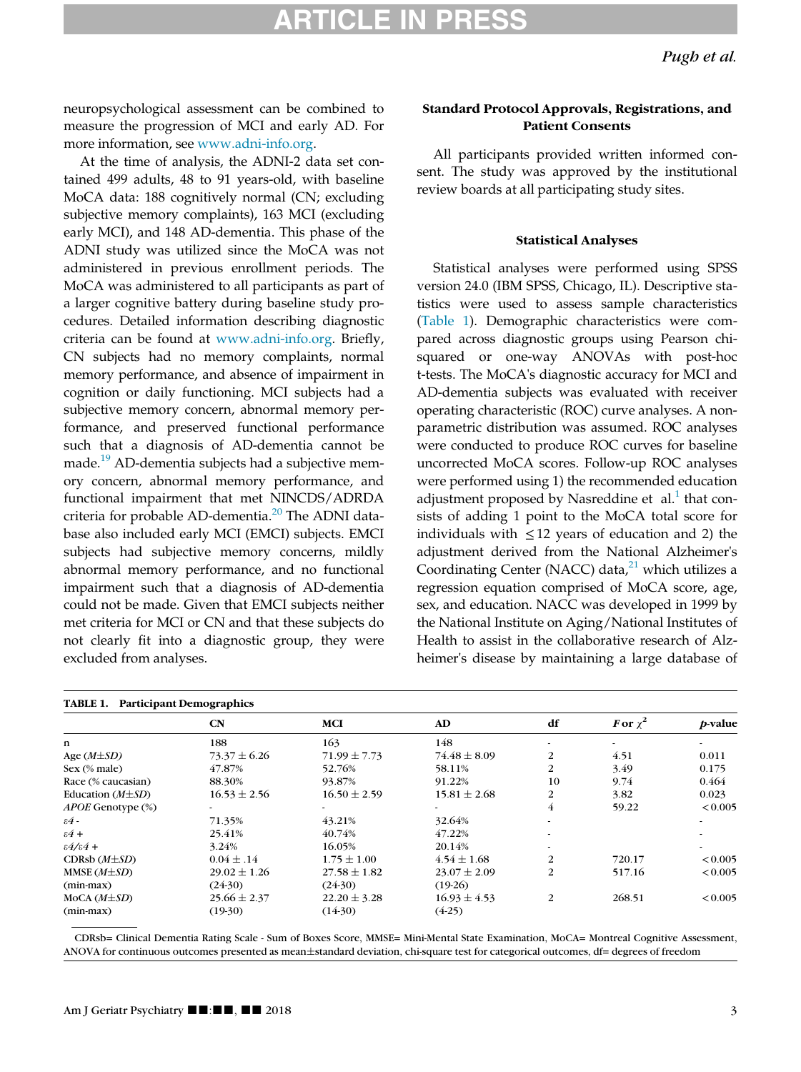neuropsychological assessment can be combined to measure the progression of MCI and early AD. For more information, see www.adni-info.org.

At the time of analysis, the ADNI-2 data set contained 499 adults, 48 to 91 years-old, with baseline MoCA data: 188 cognitively normal (CN; excluding subjective memory complaints), 163 MCI (excluding early MCI), and 148 AD-dementia. This phase of the ADNI study was utilized since the MoCA was not administered in previous enrollment periods. The MoCA was administered to all participants as part of a larger cognitive battery during baseline study procedures. Detailed information describing diagnostic criteria can be found at www.adni-info.org. Briefly, CN subjects had no memory complaints, normal memory performance, and absence of impairment in cognition or daily functioning. MCI subjects had a subjective memory concern, abnormal memory performance, and preserved functional performance such that a diagnosis of AD-dementia cannot be made.[19] AD-dementia subjects had a subjective memory concern, abnormal memory performance, and functional impairment that met NINCDS/ADRDA criteria for probable AD-dementia.[20] The ADNI database also included early MCI (EMCI) subjects. EMCI subjects had subjective memory concerns, mildly abnormal memory performance, and no functional impairment such that a diagnosis of AD-dementia could not be made. Given that EMCI subjects neither met criteria for MCI or CN and that these subjects do not clearly fit into a diagnostic group, they were excluded from analyses.

## Standard Protocol Approvals, Registrations, and Patient Consents

All participants provided written informed consent. The study was approved by the institutional review boards at all participating study sites.

## Statistical Analyses

Statistical analyses were performed using SPSS version 24.0 (IBM SPSS, Chicago, IL). Descriptive statistics were used to assess sample characteristics (Table 1). Demographic characteristics were compared across diagnostic groups using Pearson chi-squared or one-way ANOVAs with post-hoc t-tests. The MoCA's diagnostic accuracy for MCI and AD-dementia subjects was evaluated with receiver operating characteristic (ROC) curve analyses. A non-parametric distribution was assumed. ROC analyses were conducted to produce ROC curves for baseline uncorrected MoCA scores. Follow-up ROC analyses were performed using 1) the recommended education adjustment proposed by Nasreddine et al.[1] that consists of adding 1 point to the MoCA total score for individuals with $\leq$12 years of education and 2) the adjustment derived from the National Alzheimer's Coordinating Center (NACC) data,[21] which utilizes a regression equation comprised of MoCA score, age, sex, and education. NACC was developed in 1999 by the National Institute on Aging/National Institutes of Health to assist in the collaborative research of Alzheimer's disease by maintaining a large database of

**TABLE 1. Participant Demographics**

| | CN | MCI | AD | df | F or $\chi^2$ | *p*-value |
|---|---|---|---|---|---|---|
| n | 188 | 163 | 148 | - | - | - |
| Age (*M±SD*) | 73.37 ± 6.26 | 71.99 ± 7.73 | 74.48 ± 8.09 | 2 | 4.51 | 0.011 |
| Sex (% male) | 47.87% | 52.76% | 58.11% | 2 | 3.49 | 0.175 |
| Race (% caucasian) | 88.30% | 93.87% | 91.22% | 10 | 9.74 | 0.464 |
| Education (*M±SD*) | 16.53 ± 2.56 | 16.50 ± 2.59 | 15.81 ± 2.68 | 2 | 3.82 | 0.023 |
| *APOE* Genotype (%) | - | - | - | 4 | 59.22 | <0.005 |
| *ε4 -* | 71.35% | 43.21% | 32.64% | - | | - |
| *ε4 +* | 25.41% | 40.74% | 47.22% | - | | - |
| *ε4/ε4 +* | 3.24% | 16.05% | 20.14% | - | | - |
| CDRsb (*M±SD*) | 0.04 ± .14 | 1.75 ± 1.00 | 4.54 ± 1.68 | 2 | 720.17 | <0.005 |
| MMSE (*M±SD*) | 29.02 ± 1.26 | 27.58 ± 1.82 | 23.07 ± 2.09 | 2 | 517.16 | <0.005 |
| (min-max) | (24-30) | (24-30) | (19-26) | | | |
| MoCA (*M±SD*) | 25.66 ± 2.37 | 22.20 ± 3.28 | 16.93 ± 4.53 | 2 | 268.51 | <0.005 |
| (min-max) | (19-30) | (14-30) | (4-25) | | | |

CDRsb= Clinical Dementia Rating Scale - Sum of Boxes Score, MMSE= Mini-Mental State Examination, MoCA= Montreal Cognitive Assessment, ANOVA for continuous outcomes presented as mean±standard deviation, chi-square test for categorical outcomes, df= degrees of freedom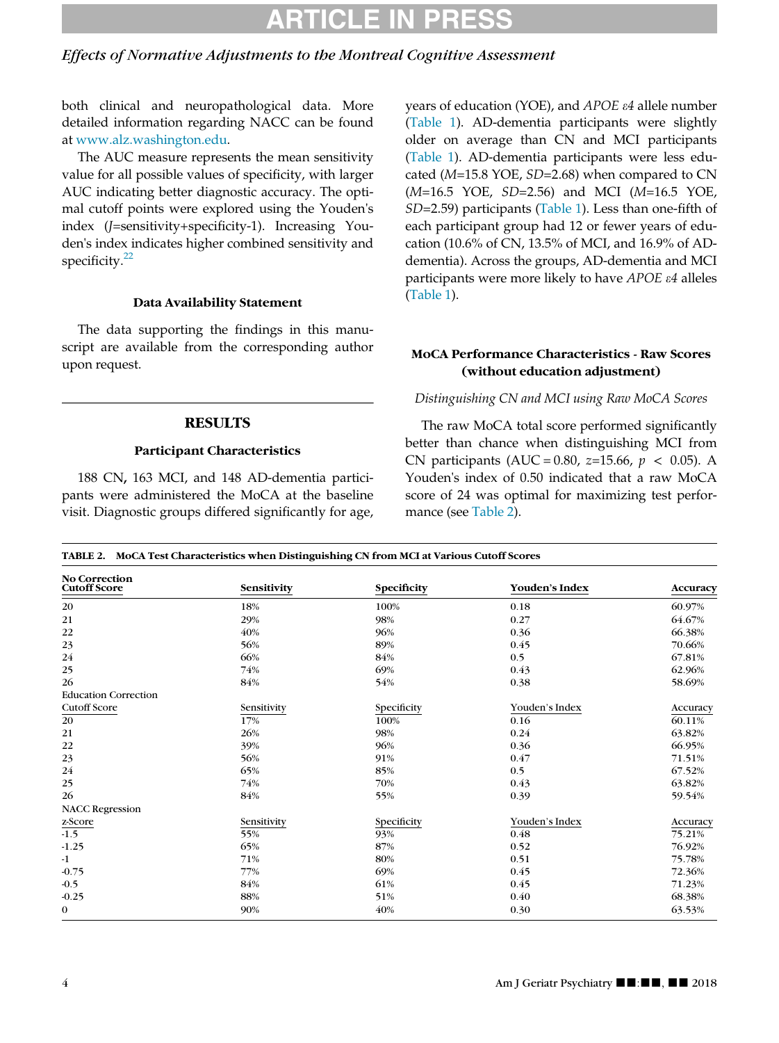both clinical and neuropathological data. More detailed information regarding NACC can be found at www.alz.washington.edu.

The AUC measure represents the mean sensitivity value for all possible values of specificity, with larger AUC indicating better diagnostic accuracy. The optimal cutoff points were explored using the Youden's index (*J*=sensitivity+specificity-1). Increasing Youden's index indicates higher combined sensitivity and specificity.[22]

### Data Availability Statement

The data supporting the findings in this manuscript are available from the corresponding author upon request.

## RESULTS

### Participant Characteristics

188 CN, 163 MCI, and 148 AD-dementia participants were administered the MoCA at the baseline visit. Diagnostic groups differed significantly for age, years of education (YOE), and *APOE ε4* allele number (Table 1). AD-dementia participants were slightly older on average than CN and MCI participants (Table 1). AD-dementia participants were less educated (*M*=15.8 YOE, *SD*=2.68) when compared to CN (*M*=16.5 YOE, *SD*=2.56) and MCI (*M*=16.5 YOE, *SD*=2.59) participants (Table 1). Less than one-fifth of each participant group had 12 or fewer years of education (10.6% of CN, 13.5% of MCI, and 16.9% of AD-dementia). Across the groups, AD-dementia and MCI participants were more likely to have *APOE ε4* alleles (Table 1).

### MoCA Performance Characteristics - Raw Scores (without education adjustment)

*Distinguishing CN and MCI using Raw MoCA Scores*

The raw MoCA total score performed significantly better than chance when distinguishing MCI from CN participants (AUC = 0.80, $z$=15.66, $p < 0.05$). A Youden's index of 0.50 indicated that a raw MoCA score of 24 was optimal for maximizing test performance (see Table 2).

**TABLE 2. MoCA Test Characteristics when Distinguishing CN from MCI at Various Cutoff Scores**

| No Correction Cutoff Score | Sensitivity | Specificity | Youden's Index | Accuracy |
|---|---|---|---|---|
| 20 | 18% | 100% | 0.18 | 60.97% |
| 21 | 29% | 98% | 0.27 | 64.67% |
| 22 | 40% | 96% | 0.36 | 66.38% |
| 23 | 56% | 89% | 0.45 | 70.66% |
| 24 | 66% | 84% | 0.5 | 67.81% |
| 25 | 74% | 69% | 0.43 | 62.96% |
| 26 | 84% | 54% | 0.38 | 58.69% |
| Education Correction | | | | |
| Cutoff Score | Sensitivity | Specificity | Youden's Index | Accuracy |
| 20 | 17% | 100% | 0.16 | 60.11% |
| 21 | 26% | 98% | 0.24 | 63.82% |
| 22 | 39% | 96% | 0.36 | 66.95% |
| 23 | 56% | 91% | 0.47 | 71.51% |
| 24 | 65% | 85% | 0.5 | 67.52% |
| 25 | 74% | 70% | 0.43 | 63.82% |
| 26 | 84% | 55% | 0.39 | 59.54% |
| NACC Regression | | | | |
| z-Score | Sensitivity | Specificity | Youden's Index | Accuracy |
| -1.5 | 55% | 93% | 0.48 | 75.21% |
| -1.25 | 65% | 87% | 0.52 | 76.92% |
| -1 | 71% | 80% | 0.51 | 75.78% |
| -0.75 | 77% | 69% | 0.45 | 72.36% |
| -0.5 | 84% | 61% | 0.45 | 71.23% |
| -0.25 | 88% | 51% | 0.40 | 68.38% |
| 0 | 90% | 40% | 0.30 | 63.53% |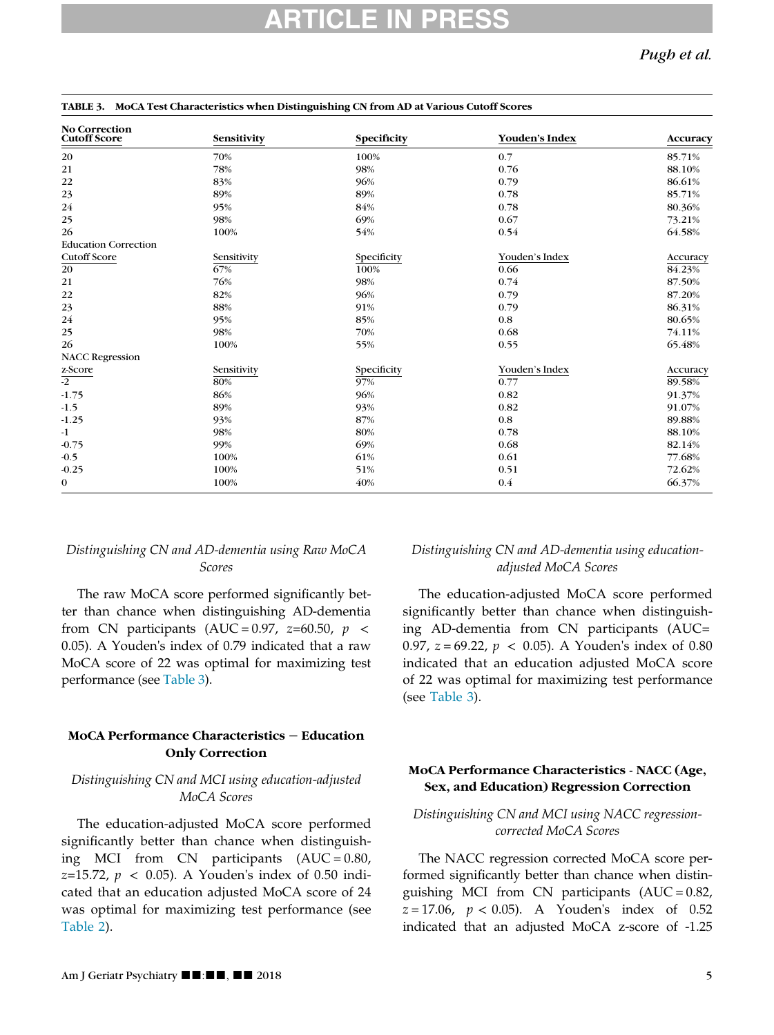**TABLE 3. MoCA Test Characteristics when Distinguishing CN from AD at Various Cutoff Scores**

| No Correction Cutoff Score | Sensitivity | Specificity | Youden's Index | Accuracy |
|---|---|---|---|---|
| 20 | 70% | 100% | 0.7 | 85.71% |
| 21 | 78% | 98% | 0.76 | 88.10% |
| 22 | 83% | 96% | 0.79 | 86.61% |
| 23 | 89% | 89% | 0.78 | 85.71% |
| 24 | 95% | 84% | 0.78 | 80.36% |
| 25 | 98% | 69% | 0.67 | 73.21% |
| 26 | 100% | 54% | 0.54 | 64.58% |
| **Education Correction Cutoff Score** | **Sensitivity** | **Specificity** | **Youden's Index** | **Accuracy** |
| 20 | 67% | 100% | 0.66 | 84.23% |
| 21 | 76% | 98% | 0.74 | 87.50% |
| 22 | 82% | 96% | 0.79 | 87.20% |
| 23 | 88% | 91% | 0.79 | 86.31% |
| 24 | 95% | 85% | 0.8 | 80.65% |
| 25 | 98% | 70% | 0.68 | 74.11% |
| 26 | 100% | 55% | 0.55 | 65.48% |
| **NACC Regression z-Score** | **Sensitivity** | **Specificity** | **Youden's Index** | **Accuracy** |
| -2 | 80% | 97% | 0.77 | 89.58% |
| -1.75 | 86% | 96% | 0.82 | 91.37% |
| -1.5 | 89% | 93% | 0.82 | 91.07% |
| -1.25 | 93% | 87% | 0.8 | 89.88% |
| -1 | 98% | 80% | 0.78 | 88.10% |
| -0.75 | 99% | 69% | 0.68 | 82.14% |
| -0.5 | 100% | 61% | 0.61 | 77.68% |
| -0.25 | 100% | 51% | 0.51 | 72.62% |
| 0 | 100% | 40% | 0.4 | 66.37% |

*Distinguishing CN and AD-dementia using Raw MoCA Scores*

The raw MoCA score performed significantly better than chance when distinguishing AD-dementia from CN participants (AUC = 0.97, $z$=60.50, $p < 0.05$). A Youden's index of 0.79 indicated that a raw MoCA score of 22 was optimal for maximizing test performance (see Table 3).

### MoCA Performance Characteristics − Education Only Correction

*Distinguishing CN and MCI using education-adjusted MoCA Scores*

The education-adjusted MoCA score performed significantly better than chance when distinguishing MCI from CN participants (AUC = 0.80, $z$=15.72, $p < 0.05$). A Youden's index of 0.50 indicated that an education adjusted MoCA score of 24 was optimal for maximizing test performance (see Table 2).

*Distinguishing CN and AD-dementia using education-adjusted MoCA Scores*

The education-adjusted MoCA score performed significantly better than chance when distinguishing AD-dementia from CN participants (AUC= 0.97, $z$ = 69.22, $p < 0.05$). A Youden's index of 0.80 indicated that an education adjusted MoCA score of 22 was optimal for maximizing test performance (see Table 3).

### MoCA Performance Characteristics - NACC (Age, Sex, and Education) Regression Correction

*Distinguishing CN and MCI using NACC regression-corrected MoCA Scores*

The NACC regression corrected MoCA score performed significantly better than chance when distinguishing MCI from CN participants (AUC = 0.82, $z$ = 17.06, $p < 0.05$). A Youden's index of 0.52 indicated that an adjusted MoCA z-score of -1.25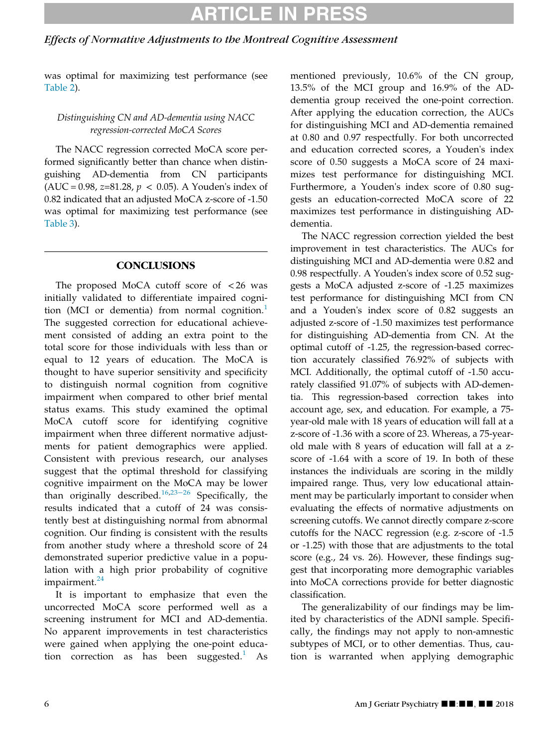was optimal for maximizing test performance (see Table 2).

*Distinguishing CN and AD-dementia using NACC regression-corrected MoCA Scores*

The NACC regression corrected MoCA score performed significantly better than chance when distinguishing AD-dementia from CN participants (AUC = 0.98, $z$=81.28, $p < 0.05$). A Youden's index of 0.82 indicated that an adjusted MoCA z-score of -1.50 was optimal for maximizing test performance (see Table 3).

## CONCLUSIONS

The proposed MoCA cutoff score of <26 was initially validated to differentiate impaired cognition (MCI or dementia) from normal cognition.[1] The suggested correction for educational achievement consisted of adding an extra point to the total score for those individuals with less than or equal to 12 years of education. The MoCA is thought to have superior sensitivity and specificity to distinguish normal cognition from cognitive impairment when compared to other brief mental status exams. This study examined the optimal MoCA cutoff score for identifying cognitive impairment when three different normative adjustments for patient demographics were applied. Consistent with previous research, our analyses suggest that the optimal threshold for classifying cognitive impairment on the MoCA may be lower than originally described.[16,23–26] Specifically, the results indicated that a cutoff of 24 was consistently best at distinguishing normal from abnormal cognition. Our finding is consistent with the results from another study where a threshold score of 24 demonstrated superior predictive value in a population with a high prior probability of cognitive impairment.[24]

It is important to emphasize that even the uncorrected MoCA score performed well as a screening instrument for MCI and AD-dementia. No apparent improvements in test characteristics were gained when applying the one-point education correction as has been suggested.[1] As mentioned previously, 10.6% of the CN group, 13.5% of the MCI group and 16.9% of the AD-dementia group received the one-point correction. After applying the education correction, the AUCs for distinguishing MCI and AD-dementia remained at 0.80 and 0.97 respectfully. For both uncorrected and education corrected scores, a Youden's index score of 0.50 suggests a MoCA score of 24 maximizes test performance for distinguishing MCI. Furthermore, a Youden's index score of 0.80 suggests an education-corrected MoCA score of 22 maximizes test performance in distinguishing AD-dementia.

The NACC regression correction yielded the best improvement in test characteristics. The AUCs for distinguishing MCI and AD-dementia were 0.82 and 0.98 respectfully. A Youden's index score of 0.52 suggests a MoCA adjusted z-score of -1.25 maximizes test performance for distinguishing MCI from CN and a Youden's index score of 0.82 suggests an adjusted z-score of -1.50 maximizes test performance for distinguishing AD-dementia from CN. At the optimal cutoff of -1.25, the regression-based correction accurately classified 76.92% of subjects with MCI. Additionally, the optimal cutoff of -1.50 accurately classified 91.07% of subjects with AD-dementia. This regression-based correction takes into account age, sex, and education. For example, a 75-year-old male with 18 years of education will fall at a z-score of -1.36 with a score of 23. Whereas, a 75-year-old male with 8 years of education will fall at a z-score of -1.64 with a score of 19. In both of these instances the individuals are scoring in the mildly impaired range. Thus, very low educational attainment may be particularly important to consider when evaluating the effects of normative adjustments on screening cutoffs. We cannot directly compare z-score cutoffs for the NACC regression (e.g. z-score of -1.5 or -1.25) with those that are adjustments to the total score (e.g., 24 vs. 26). However, these findings suggest that incorporating more demographic variables into MoCA corrections provide for better diagnostic classification.

The generalizability of our findings may be limited by characteristics of the ADNI sample. Specifically, the findings may not apply to non-amnestic subtypes of MCI, or to other dementias. Thus, caution is warranted when applying demographic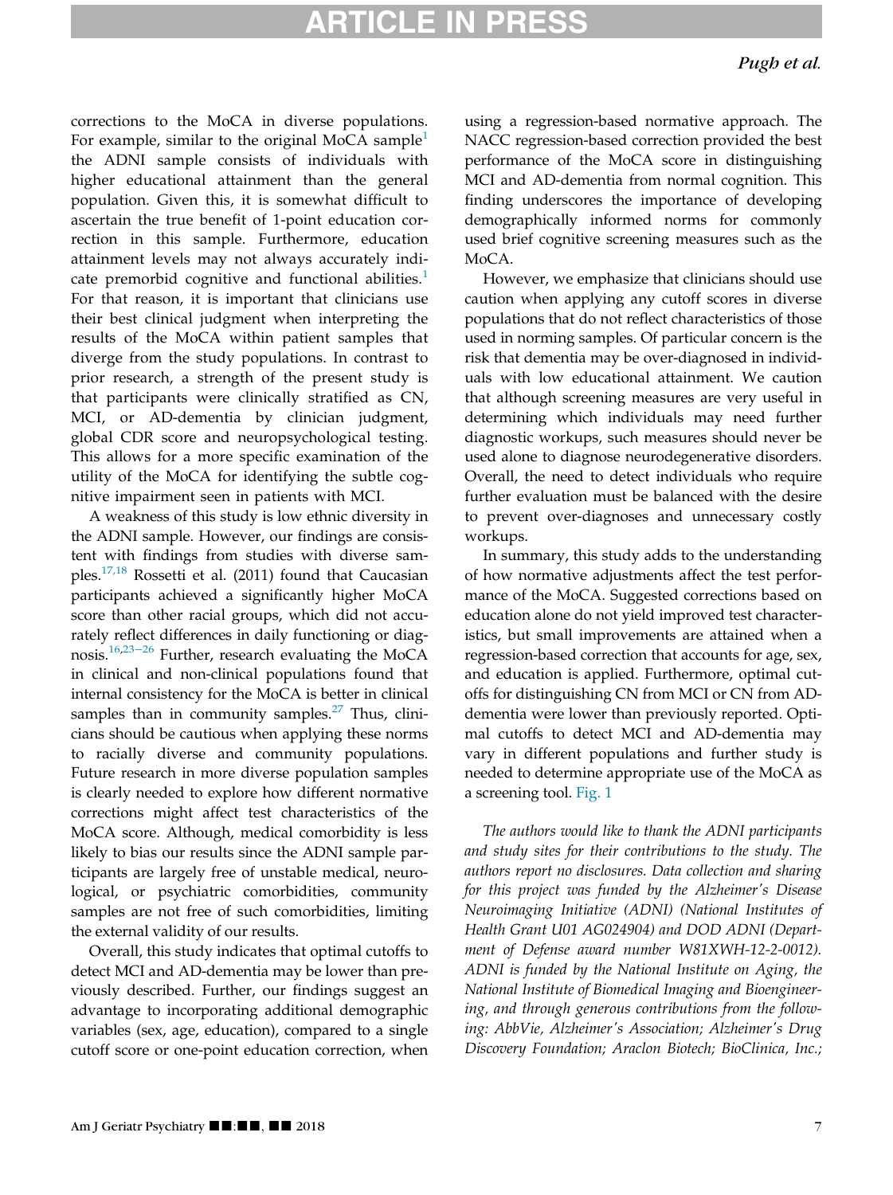corrections to the MoCA in diverse populations. For example, similar to the original MoCA sample[1] the ADNI sample consists of individuals with higher educational attainment than the general population. Given this, it is somewhat difficult to ascertain the true benefit of 1-point education correction in this sample. Furthermore, education attainment levels may not always accurately indicate premorbid cognitive and functional abilities.[1] For that reason, it is important that clinicians use their best clinical judgment when interpreting the results of the MoCA within patient samples that diverge from the study populations. In contrast to prior research, a strength of the present study is that participants were clinically stratified as CN, MCI, or AD-dementia by clinician judgment, global CDR score and neuropsychological testing. This allows for a more specific examination of the utility of the MoCA for identifying the subtle cognitive impairment seen in patients with MCI.

A weakness of this study is low ethnic diversity in the ADNI sample. However, our findings are consistent with findings from studies with diverse samples.[17,18] Rossetti et al. (2011) found that Caucasian participants achieved a significantly higher MoCA score than other racial groups, which did not accurately reflect differences in daily functioning or diagnosis.[16,23–26] Further, research evaluating the MoCA in clinical and non-clinical populations found that internal consistency for the MoCA is better in clinical samples than in community samples.[27] Thus, clinicians should be cautious when applying these norms to racially diverse and community populations. Future research in more diverse population samples is clearly needed to explore how different normative corrections might affect test characteristics of the MoCA score. Although, medical comorbidity is less likely to bias our results since the ADNI sample participants are largely free of unstable medical, neurological, or psychiatric comorbidities, community samples are not free of such comorbidities, limiting the external validity of our results.

Overall, this study indicates that optimal cutoffs to detect MCI and AD-dementia may be lower than previously described. Further, our findings suggest an advantage to incorporating additional demographic variables (sex, age, education), compared to a single cutoff score or one-point education correction, when using a regression-based normative approach. The NACC regression-based correction provided the best performance of the MoCA score in distinguishing MCI and AD-dementia from normal cognition. This finding underscores the importance of developing demographically informed norms for commonly used brief cognitive screening measures such as the MoCA.

However, we emphasize that clinicians should use caution when applying any cutoff scores in diverse populations that do not reflect characteristics of those used in norming samples. Of particular concern is the risk that dementia may be over-diagnosed in individuals with low educational attainment. We caution that although screening measures are very useful in determining which individuals may need further diagnostic workups, such measures should never be used alone to diagnose neurodegenerative disorders. Overall, the need to detect individuals who require further evaluation must be balanced with the desire to prevent over-diagnoses and unnecessary costly workups.

In summary, this study adds to the understanding of how normative adjustments affect the test performance of the MoCA. Suggested corrections based on education alone do not yield improved test characteristics, but small improvements are attained when a regression-based correction that accounts for age, sex, and education is applied. Furthermore, optimal cutoffs for distinguishing CN from MCI or CN from AD-dementia were lower than previously reported. Optimal cutoffs to detect MCI and AD-dementia may vary in different populations and further study is needed to determine appropriate use of the MoCA as a screening tool. Fig. 1

*The authors would like to thank the ADNI participants and study sites for their contributions to the study. The authors report no disclosures. Data collection and sharing for this project was funded by the Alzheimer's Disease Neuroimaging Initiative (ADNI) (National Institutes of Health Grant U01 AG024904) and DOD ADNI (Department of Defense award number W81XWH-12-2-0012). ADNI is funded by the National Institute on Aging, the National Institute of Biomedical Imaging and Bioengineering, and through generous contributions from the following: AbbVie, Alzheimer's Association; Alzheimer's Drug Discovery Foundation; Araclon Biotech; BioClinica, Inc.;*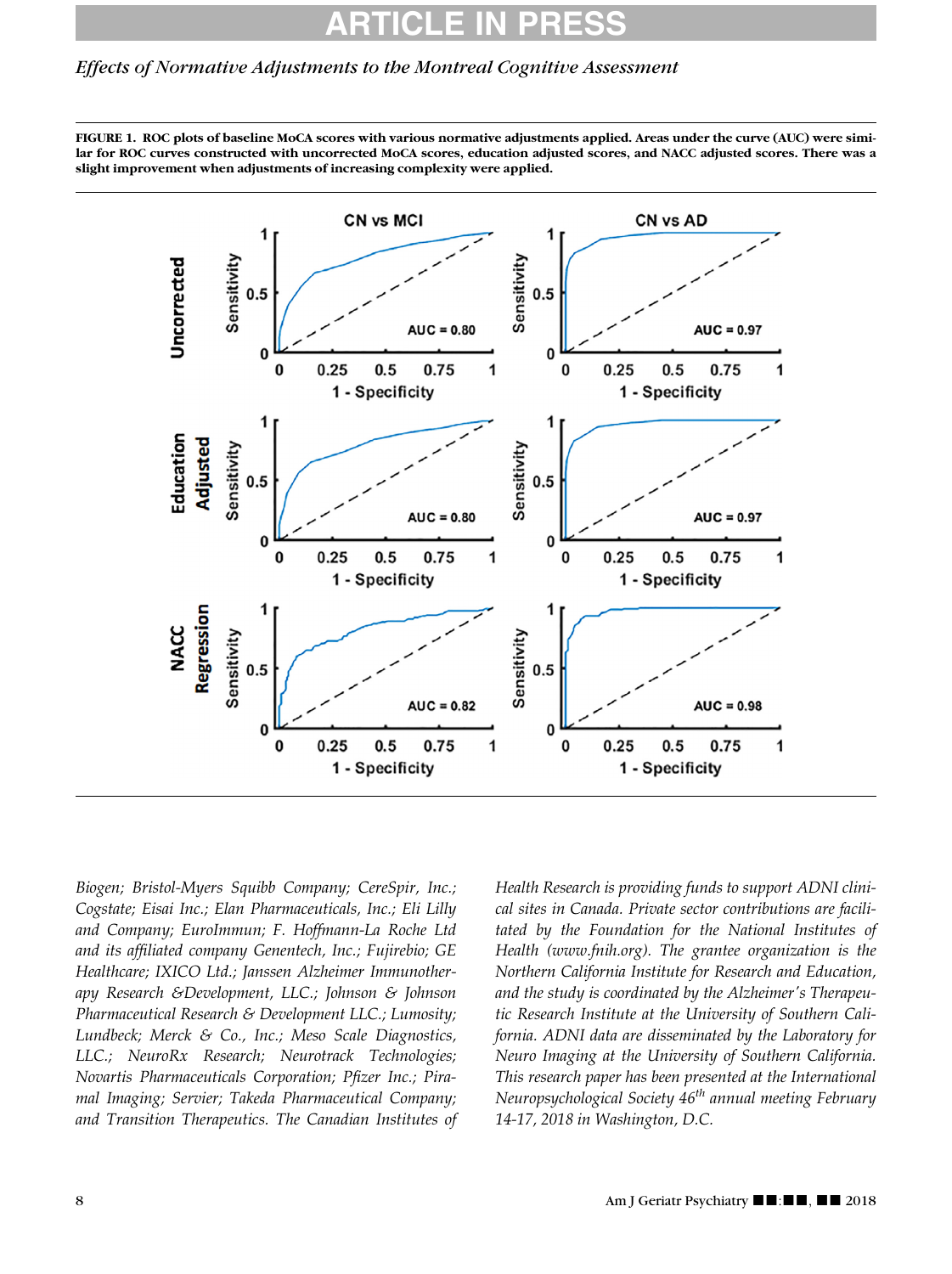**FIGURE 1. ROC plots of baseline MoCA scores with various normative adjustments applied. Areas under the curve (AUC) were similar for ROC curves constructed with uncorrected MoCA scores, education adjusted scores, and NACC adjusted scores. There was a slight improvement when adjustments of increasing complexity were applied.**

*Biogen; Bristol-Myers Squibb Company; CereSpir, Inc.; Cogstate; Eisai Inc.; Elan Pharmaceuticals, Inc.; Eli Lilly and Company; EuroImmun; F. Hoffmann-La Roche Ltd and its affiliated company Genentech, Inc.; Fujirebio; GE Healthcare; IXICO Ltd.; Janssen Alzheimer Immunotherapy Research &Development, LLC.; Johnson & Johnson Pharmaceutical Research & Development LLC.; Lumosity; Lundbeck; Merck & Co., Inc.; Meso Scale Diagnostics, LLC.; NeuroRx Research; Neurotrack Technologies; Novartis Pharmaceuticals Corporation; Pfizer Inc.; Piramal Imaging; Servier; Takeda Pharmaceutical Company; and Transition Therapeutics. The Canadian Institutes of Health Research is providing funds to support ADNI clinical sites in Canada. Private sector contributions are facilitated by the Foundation for the National Institutes of Health (www.fnih.org). The grantee organization is the Northern California Institute for Research and Education, and the study is coordinated by the Alzheimer's Therapeutic Research Institute at the University of Southern California. ADNI data are disseminated by the Laboratory for Neuro Imaging at the University of Southern California. This research paper has been presented at the International Neuropsychological Society 46th annual meeting February 14-17, 2018 in Washington, D.C.*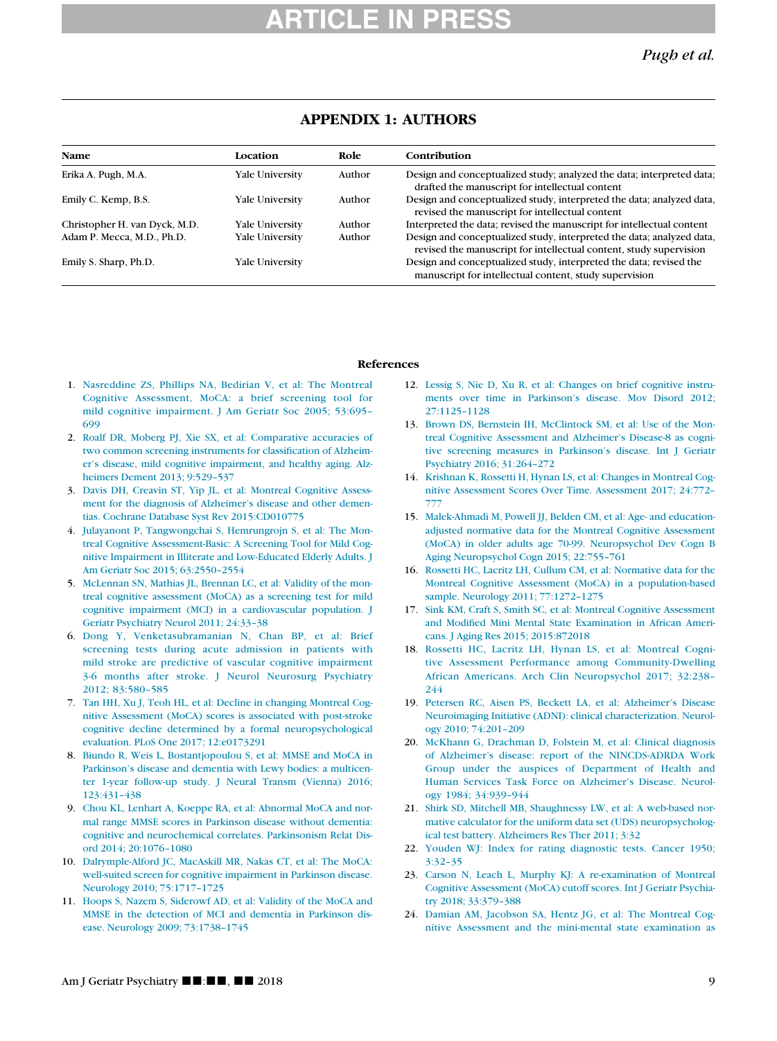## APPENDIX 1: AUTHORS

| Name | Location | Role | Contribution |
|---|---|---|---|
| Erika A. Pugh, M.A. | Yale University | Author | Design and conceptualized study; analyzed the data; interpreted data; drafted the manuscript for intellectual content |
| Emily C. Kemp, B.S. | Yale University | Author | Design and conceptualized study, interpreted the data; analyzed data, revised the manuscript for intellectual content |
| Christopher H. van Dyck, M.D. | Yale University | Author | Interpreted the data; revised the manuscript for intellectual content |
| Adam P. Mecca, M.D., Ph.D. | Yale University | Author | Design and conceptualized study, interpreted the data; analyzed data, revised the manuscript for intellectual content, study supervision |
| Emily S. Sharp, Ph.D. | Yale University | | Design and conceptualized study, interpreted the data; revised the manuscript for intellectual content, study supervision |

### References

1. Nasreddine ZS, Phillips NA, Bedirian V, et al: The Montreal Cognitive Assessment, MoCA: a brief screening tool for mild cognitive impairment. J Am Geriatr Soc 2005; 53:695–699
2. Roalf DR, Moberg PJ, Xie SX, et al: Comparative accuracies of two common screening instruments for classification of Alzheimer's disease, mild cognitive impairment, and healthy aging. Alzheimers Dement 2013; 9:529–537
3. Davis DH, Creavin ST, Yip JL, et al: Montreal Cognitive Assessment for the diagnosis of Alzheimer's disease and other dementias. Cochrane Database Syst Rev 2015:CD010775
4. Julayanont P, Tangwongchai S, Hemrungrojn S, et al: The Montreal Cognitive Assessment-Basic: A Screening Tool for Mild Cognitive Impairment in Illiterate and Low-Educated Elderly Adults. J Am Geriatr Soc 2015; 63:2550–2554
5. McLennan SN, Mathias JL, Brennan LC, et al: Validity of the montreal cognitive assessment (MoCA) as a screening test for mild cognitive impairment (MCI) in a cardiovascular population. J Geriatr Psychiatry Neurol 2011; 24:33–38
6. Dong Y, Venketasubramanian N, Chan BP, et al: Brief screening tests during acute admission in patients with mild stroke are predictive of vascular cognitive impairment 3-6 months after stroke. J Neurol Neurosurg Psychiatry 2012; 83:580–585
7. Tan HH, Xu J, Teoh HL, et al: Decline in changing Montreal Cognitive Assessment (MoCA) scores is associated with post-stroke cognitive decline determined by a formal neuropsychological evaluation. PLoS One 2017; 12:e0173291
8. Biundo R, Weis L, Bostantjopoulou S, et al: MMSE and MoCA in Parkinson's disease and dementia with Lewy bodies: a multicenter 1-year follow-up study. J Neural Transm (Vienna) 2016; 123:431–438
9. Chou KL, Lenhart A, Koeppe RA, et al: Abnormal MoCA and normal range MMSE scores in Parkinson disease without dementia: cognitive and neurochemical correlates. Parkinsonism Relat Disord 2014; 20:1076–1080
10. Dalrymple-Alford JC, MacAskill MR, Nakas CT, et al: The MoCA: well-suited screen for cognitive impairment in Parkinson disease. Neurology 2010; 75:1717–1725
11. Hoops S, Nazem S, Siderowf AD, et al: Validity of the MoCA and MMSE in the detection of MCI and dementia in Parkinson disease. Neurology 2009; 73:1738–1745
12. Lessig S, Nie D, Xu R, et al: Changes on brief cognitive instruments over time in Parkinson's disease. Mov Disord 2012; 27:1125–1128
13. Brown DS, Bernstein IH, McClintock SM, et al: Use of the Montreal Cognitive Assessment and Alzheimer's Disease-8 as cognitive screening measures in Parkinson's disease. Int J Geriatr Psychiatry 2016; 31:264–272
14. Krishnan K, Rossetti H, Hynan LS, et al: Changes in Montreal Cognitive Assessment Scores Over Time. Assessment 2017; 24:772–777
15. Malek-Ahmadi M, Powell JJ, Belden CM, et al: Age- and education-adjusted normative data for the Montreal Cognitive Assessment (MoCA) in older adults age 70-99. Neuropsychol Dev Cogn B Aging Neuropsychol Cogn 2015; 22:755–761
16. Rossetti HC, Lacritz LH, Cullum CM, et al: Normative data for the Montreal Cognitive Assessment (MoCA) in a population-based sample. Neurology 2011; 77:1272–1275
17. Sink KM, Craft S, Smith SC, et al: Montreal Cognitive Assessment and Modified Mini Mental State Examination in African Americans. J Aging Res 2015; 2015:872018
18. Rossetti HC, Lacritz LH, Hynan LS, et al: Montreal Cognitive Assessment Performance among Community-Dwelling African Americans. Arch Clin Neuropsychol 2017; 32:238–244
19. Petersen RC, Aisen PS, Beckett LA, et al: Alzheimer's Disease Neuroimaging Initiative (ADNI): clinical characterization. Neurology 2010; 74:201–209
20. McKhann G, Drachman D, Folstein M, et al: Clinical diagnosis of Alzheimer's disease: report of the NINCDS-ADRDA Work Group under the auspices of Department of Health and Human Services Task Force on Alzheimer's Disease. Neurology 1984; 34:939–944
21. Shirk SD, Mitchell MB, Shaughnessy LW, et al: A web-based normative calculator for the uniform data set (UDS) neuropsychological test battery. Alzheimers Res Ther 2011; 3:32
22. Youden WJ: Index for rating diagnostic tests. Cancer 1950; 3:32–35
23. Carson N, Leach L, Murphy KJ: A re-examination of Montreal Cognitive Assessment (MoCA) cutoff scores. Int J Geriatr Psychiatry 2018; 33:379–388
24. Damian AM, Jacobson SA, Hentz JG, et al: The Montreal Cognitive Assessment and the mini-mental state examination as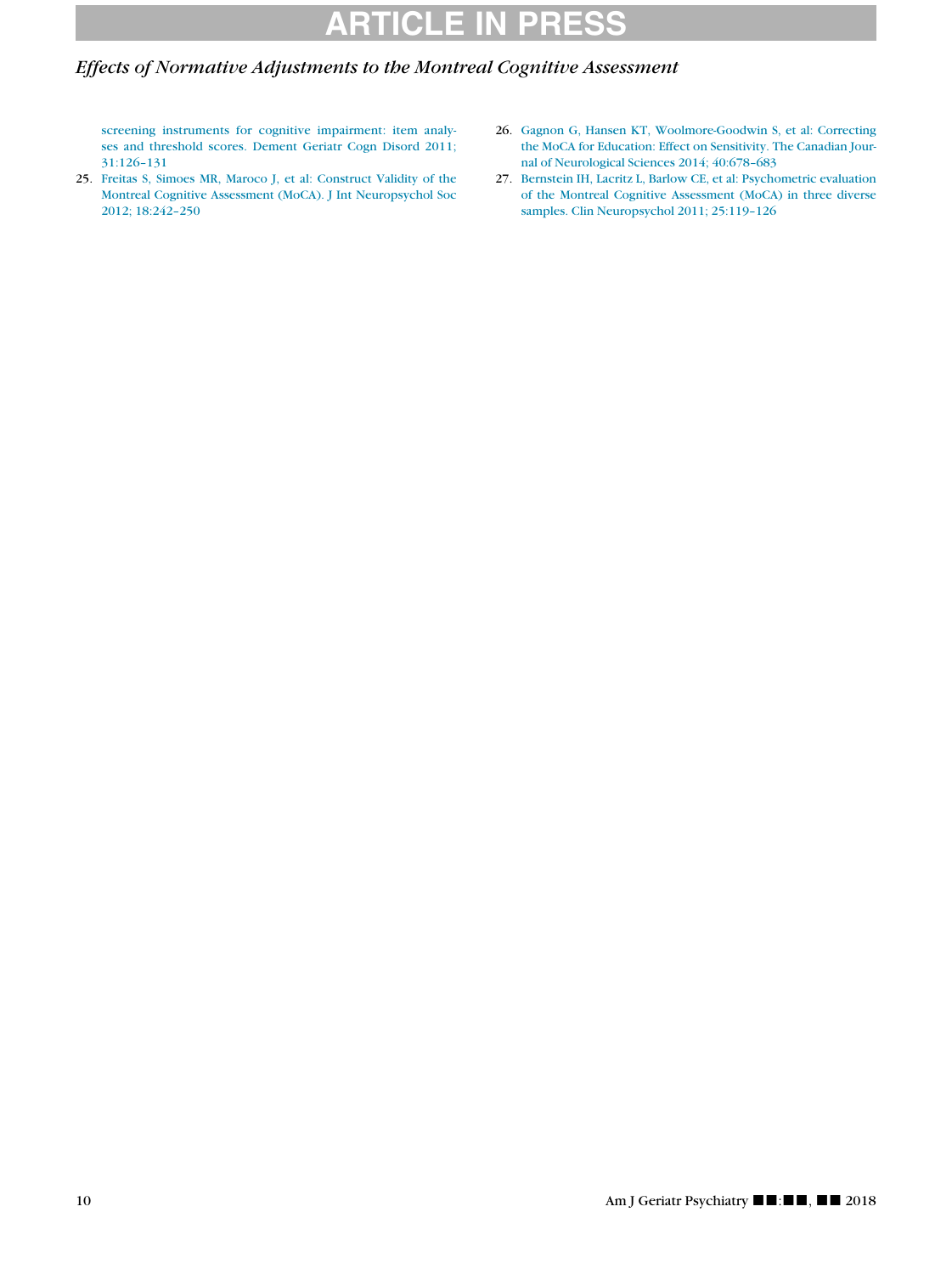screening instruments for cognitive impairment: item analyses and threshold scores. Dement Geriatr Cogn Disord 2011; 31:126–131

25. Freitas S, Simoes MR, Maroco J, et al: Construct Validity of the Montreal Cognitive Assessment (MoCA). J Int Neuropsychol Soc 2012; 18:242–250

26. Gagnon G, Hansen KT, Woolmore-Goodwin S, et al: Correcting the MoCA for Education: Effect on Sensitivity. The Canadian Journal of Neurological Sciences 2014; 40:678–683

27. Bernstein IH, Lacritz L, Barlow CE, et al: Psychometric evaluation of the Montreal Cognitive Assessment (MoCA) in three diverse samples. Clin Neuropsychol 2011; 25:119–126